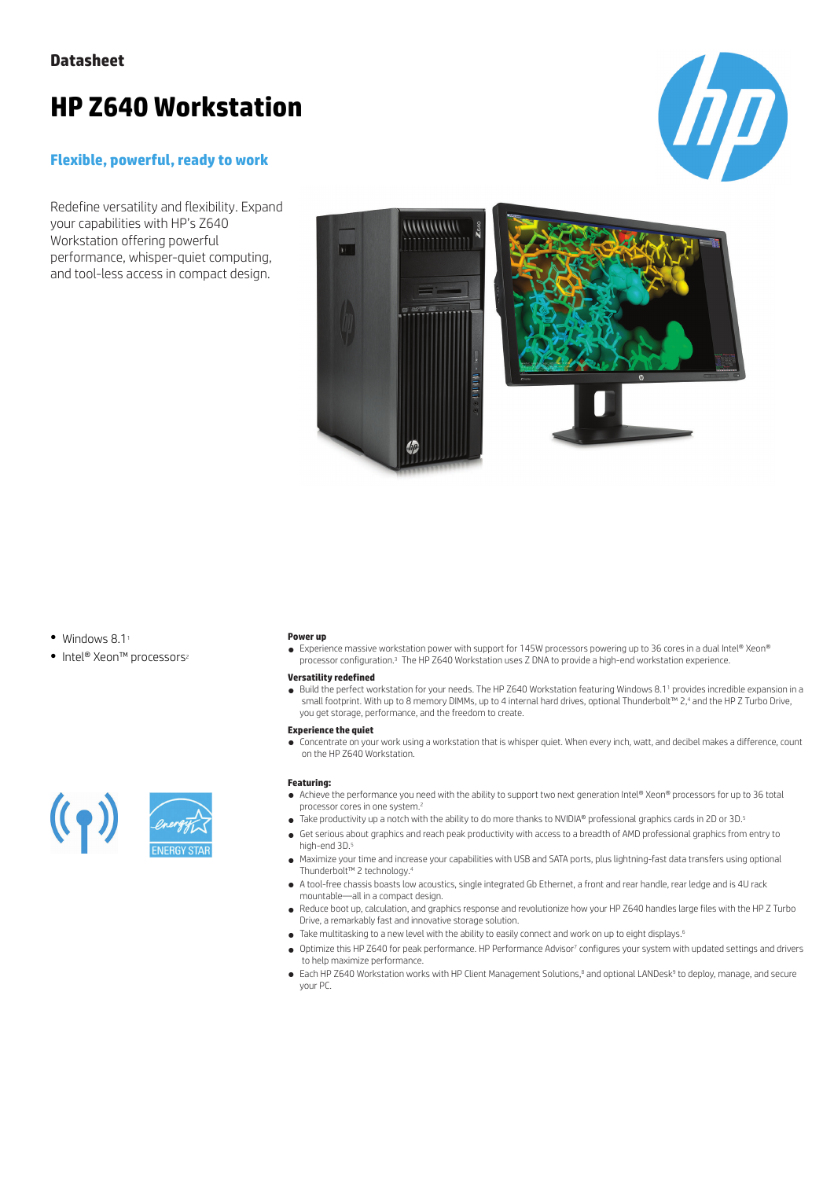**Datasheet**

# HP Z640 Workstation

## Flexible, powerful, ready to work

Redefine versatility and flexibility. Expand your capabilities with HP's Z640 Workstation offering powerful performance, whisper-quiet computing, and tool-less access in compact design.

- Windows 8.1[1]
- Intel® Xeon™ processors[2]

**Power up**

- Experience massive workstation power with support for 145W processors powering up to 36 cores in a dual Intel® Xeon® processor configuration.[3] The HP Z640 Workstation uses Z DNA to provide a high-end workstation experience.

**Versatility redefined**

- Build the perfect workstation for your needs. The HP Z640 Workstation featuring Windows 8.1[1] provides incredible expansion in a small footprint. With up to 8 memory DIMMs, up to 4 internal hard drives, optional Thunderbolt™ 2,[4] and the HP Z Turbo Drive, you get storage, performance, and the freedom to create.

**Experience the quiet**

- Concentrate on your work using a workstation that is whisper quiet. When every inch, watt, and decibel makes a difference, count on the HP Z640 Workstation.

**Featuring:**

- Achieve the performance you need with the ability to support two next generation Intel® Xeon® processors for up to 36 total processor cores in one system.[2]
- Take productivity up a notch with the ability to do more thanks to NVIDIA® professional graphics cards in 2D or 3D.[5]
- Get serious about graphics and reach peak productivity with access to a breadth of AMD professional graphics from entry to high-end 3D.[5]
- Maximize your time and increase your capabilities with USB and SATA ports, plus lightning-fast data transfers using optional Thunderbolt™ 2 technology.[4]
- A tool-free chassis boasts low acoustics, single integrated Gb Ethernet, a front and rear handle, rear ledge and is 4U rack mountable—all in a compact design.
- Reduce boot up, calculation, and graphics response and revolutionize how your HP Z640 handles large files with the HP Z Turbo Drive, a remarkably fast and innovative storage solution.
- Take multitasking to a new level with the ability to easily connect and work on up to eight displays.[6]
- Optimize this HP Z640 for peak performance. HP Performance Advisor[7] configures your system with updated settings and drivers to help maximize performance.
- Each HP Z640 Workstation works with HP Client Management Solutions,[8] and optional LANDesk[9] to deploy, manage, and secure your PC.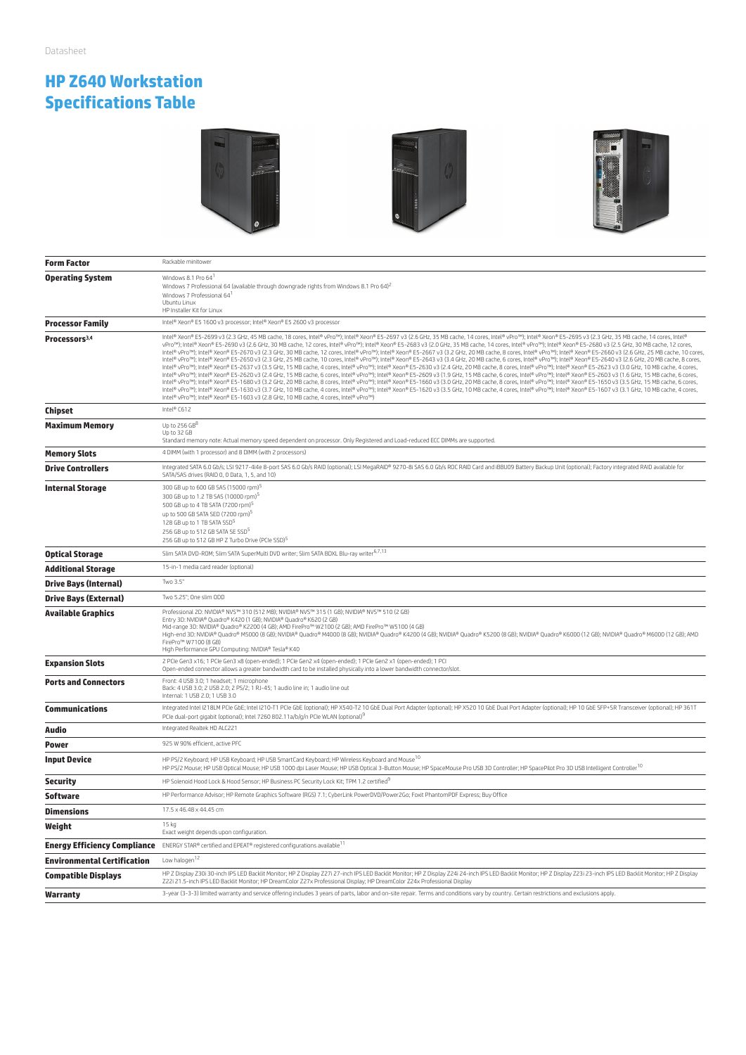Datasheet

# HP Z640 Workstation Specifications Table

| | |
|---|---|
| **Form Factor** | Rackable minitower |
| **Operating System** | Windows 8.1 Pro 64[1]<br>Windows 7 Professional 64 (available through downgrade rights from Windows 8.1 Pro 64)[2]<br>Windows 7 Professional 64[1]<br>Ubuntu Linux<br>HP Installer Kit for Linux |
| **Processor Family** | Intel® Xeon® E5 1600 v3 processor; Intel® Xeon® E5 2600 v3 processor |
| **Processors[3,4]** | Intel® Xeon® E5-2699 v3 (2.3 GHz, 45 MB cache, 18 cores, Intel® vPro™); Intel® Xeon® E5-2697 v3 (2.6 GHz, 35 MB cache, 14 cores, Intel® vPro™); Intel® Xeon® E5-2695 v3 (2.3 GHz, 35 MB cache, 14 cores, Intel® vPro™); Intel® Xeon® E5-2690 v3 (2.6 GHz, 30 MB cache, 12 cores, Intel® vPro™); Intel® Xeon® E5-2683 v3 (2.0 GHz, 35 MB cache, 14 cores, Intel® vPro™); Intel® Xeon® E5-2680 v3 (2.5 GHz, 30 MB cache, 12 cores, Intel® vPro™); Intel® Xeon® E5-2670 v3 (2.3 GHz, 30 MB cache, 12 cores, Intel® vPro™); Intel® Xeon® E5-2667 v3 (3.2 GHz, 20 MB cache, 8 cores, Intel® vPro™); Intel® Xeon® E5-2660 v3 (2.6 GHz, 25 MB cache, 10 cores, Intel® vPro™); Intel® Xeon® E5-2650 v3 (2.3 GHz, 25 MB cache, 10 cores, Intel® vPro™); Intel® Xeon® E5-2643 v3 (3.4 GHz, 20 MB cache, 6 cores, Intel® vPro™); Intel® Xeon® E5-2640 v3 (2.6 GHz, 20 MB cache, 8 cores, Intel® vPro™); Intel® Xeon® E5-2637 v3 (3.5 GHz, 15 MB cache, 4 cores, Intel® vPro™); Intel® Xeon® E5-2630 v3 (2.4 GHz, 20 MB cache, 8 cores, Intel® vPro™); Intel® Xeon® E5-2623 v3 (3.0 GHz, 10 MB cache, 4 cores, Intel® vPro™); Intel® Xeon® E5-2620 v3 (2.4 GHz, 15 MB cache, 6 cores, Intel® vPro™); Intel® Xeon® E5-2609 v3 (1.9 GHz, 15 MB cache, 6 cores, Intel® vPro™); Intel® Xeon® E5-2603 v3 (1.6 GHz, 15 MB cache, 6 cores, Intel® vPro™); Intel® Xeon® E5-1680 v3 (3.2 GHz, 20 MB cache, 8 cores, Intel® vPro™); Intel® Xeon® E5-1660 v3 (3.0 GHz, 20 MB cache, 8 cores, Intel® vPro™); Intel® Xeon® E5-1650 v3 (3.5 GHz, 15 MB cache, 6 cores, Intel® vPro™); Intel® Xeon® E5-1630 v3 (3.7 GHz, 10 MB cache, 4 cores, Intel® vPro™); Intel® Xeon® E5-1620 v3 (3.5 GHz, 10 MB cache, 4 cores, Intel® vPro™); Intel® Xeon® E5-1607 v3 (3.1 GHz, 10 MB cache, 4 cores, Intel® vPro™); Intel® Xeon® E5-1603 v3 (2.8 GHz, 10 MB cache, 4 cores, Intel® vPro™) |
| **Chipset** | Intel® C612 |
| **Maximum Memory** | Up to 256 GB[8]<br>Up to 32 GB<br>Standard memory note: Actual memory speed dependent on processor. Only Registered and Load-reduced ECC DIMMs are supported. |
| **Memory Slots** | 4 DIMM (with 1 processor) and 8 DIMM (with 2 processors) |
| **Drive Controllers** | Integrated SATA 6.0 Gb/s; LSI 9217-4i4e 8-port SAS 6.0 Gb/s RAID (optional); LSI MegaRAID® 9270-8i SAS 6.0 Gb/s ROC RAID Card and iBBU09 Battery Backup Unit (optional); Factory integrated RAID available for SATA/SAS drives (RAID 0, 0 Data, 1, 5, and 10) |
| **Internal Storage** | 300 GB up to 600 GB SAS (15000 rpm)[5]<br>300 GB up to 1.2 TB SAS (10000 rpm)[5]<br>500 GB up to 4 TB SATA (7200 rpm)[5]<br>up to 500 GB SATA SED (7200 rpm)[5]<br>128 GB up to 1 TB SATA SSD[5]<br>256 GB up to 512 GB SATA SE SSD[5]<br>256 GB up to 512 GB HP Z Turbo Drive (PCIe SSD)[5] |
| **Optical Storage** | Slim SATA DVD-ROM; Slim SATA SuperMulti DVD writer; Slim SATA BDXL Blu-ray writer[6,7,13] |
| **Additional Storage** | 15-in-1 media card reader (optional) |
| **Drive Bays (Internal)** | Two 3.5" |
| **Drive Bays (External)** | Two 5.25"; One slim ODD |
| **Available Graphics** | Professional 2D: NVIDIA® NVS™ 310 (512 MB); NVIDIA® NVS™ 315 (1 GB); NVIDIA® NVS™ 510 (2 GB)<br>Entry 3D: NVIDIA® Quadro® K420 (1 GB); NVIDIA® Quadro® K620 (2 GB)<br>Mid-range 3D: NVIDIA® Quadro® K2200 (4 GB); AMD FirePro™ W2100 (2 GB); AMD FirePro™ W5100 (4 GB)<br>High-end 3D: NVIDIA® Quadro® M5000 (8 GB); NVIDIA® Quadro® M4000 (8 GB); NVIDIA® Quadro® K4200 (4 GB); NVIDIA® Quadro® K5200 (8 GB); NVIDIA® Quadro® K6000 (12 GB); NVIDIA® Quadro® M6000 (12 GB); AMD FirePro™ W7100 (8 GB)<br>High Performance GPU Computing: NVIDIA® Tesla® K40 |
| **Expansion Slots** | 2 PCIe Gen3 x16; 1 PCIe Gen3 x8 (open-ended); 1 PCIe Gen2 x4 (open-ended); 1 PCIe Gen2 x1 (open-ended); 1 PCI<br>Open-ended connector allows a greater bandwidth card to be installed physically into a lower bandwidth connector/slot. |
| **Ports and Connectors** | Front: 4 USB 3.0; 1 headset; 1 microphone<br>Back: 4 USB 3.0; 2 USB 2.0; 2 PS/2; 1 RJ-45; 1 audio line in; 1 audio line out<br>Internal: 1 USB 2.0; 1 USB 3.0 |
| **Communications** | Integrated Intel I218LM PCIe GbE; Intel I210-T1 PCIe GbE (optional); HP X540-T2 10 GbE Dual Port Adapter (optional); HP X520 10 GbE Dual Port Adapter (optional); HP 10 GbE SFP+SR Transceiver (optional); HP 361T PCIe dual-port gigabit (optional); Intel 7260 802.11a/b/g/n PCIe WLAN (optional)[9] |
| **Audio** | Integrated Realtek HD ALC221 |
| **Power** | 925 W 90% efficient, active PFC |
| **Input Device** | HP PS/2 Keyboard; HP USB Keyboard; HP USB SmartCard Keyboard; HP Wireless Keyboard and Mouse[10]<br>HP PS/2 Mouse; HP USB Optical Mouse; HP USB 1000 dpi Laser Mouse; HP USB Optical 3-Button Mouse; HP SpaceMouse Pro USB 3D Controller; HP SpacePilot Pro 3D USB Intelligent Controller[10] |
| **Security** | HP Solenoid Hood Lock & Hood Sensor; HP Business PC Security Lock Kit; TPM 1.2 certified[9] |
| **Software** | HP Performance Advisor; HP Remote Graphics Software (RGS) 7.1; CyberLink PowerDVD/Power2Go; Foxit PhantomPDF Express; Buy Office |
| **Dimensions** | 17.5 x 46.48 x 44.45 cm |
| **Weight** | 15 kg<br>Exact weight depends upon configuration. |
| **Energy Efficiency Compliance** | ENERGY STAR® certified and EPEAT® registered configurations available[11] |
| **Environmental Certification** | Low halogen[12] |
| **Compatible Displays** | HP Z Display Z30i 30-inch IPS LED Backlit Monitor; HP Z Display Z27i 27-inch IPS LED Backlit Monitor; HP Z Display Z24i 24-inch IPS LED Backlit Monitor; HP Z Display Z23i 23-inch IPS LED Backlit Monitor; HP Z Display Z22i 21.5-inch IPS LED Backlit Monitor; HP DreamColor Z27x Professional Display; HP DreamColor Z24x Professional Display |
| **Warranty** | 3-year (3-3-3) limited warranty and service offering includes 3 years of parts, labor and on-site repair. Terms and conditions vary by country. Certain restrictions and exclusions apply. |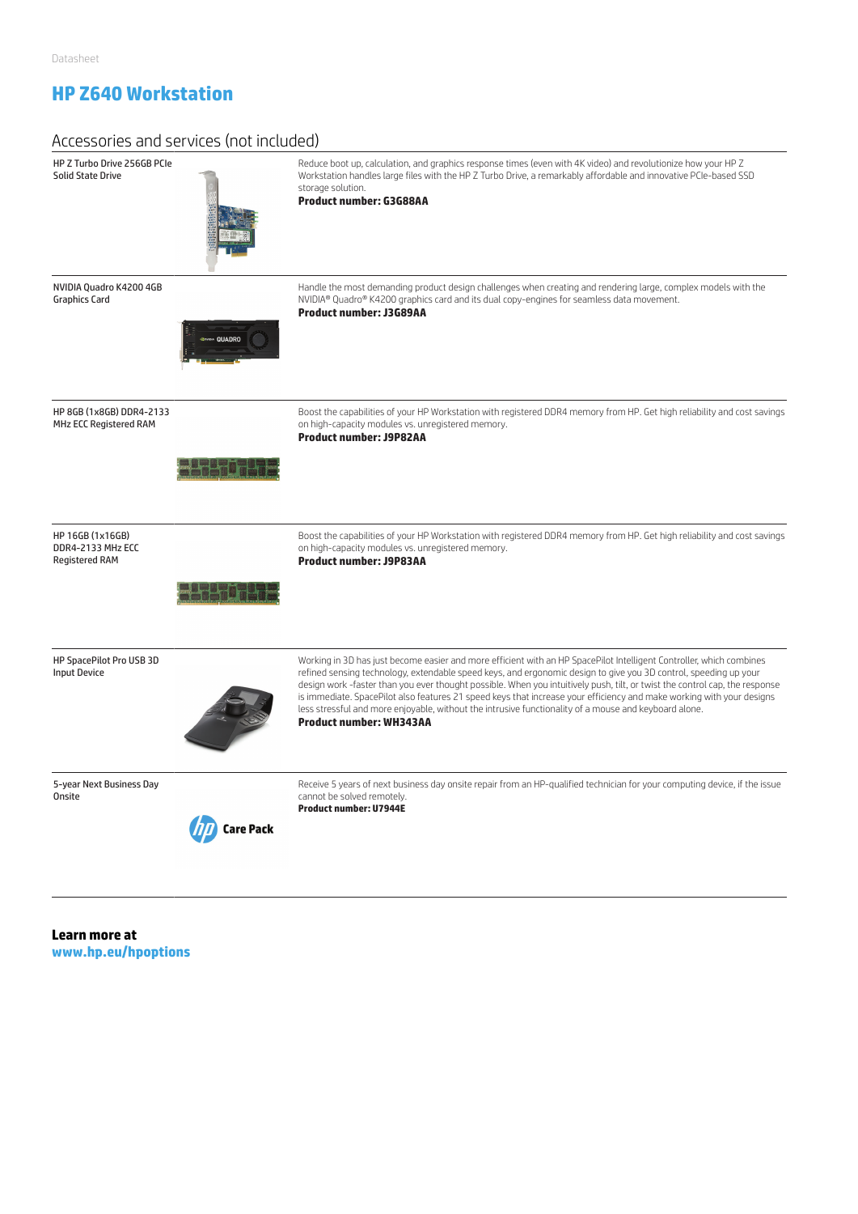# HP Z640 Workstation

## Accessories and services (not included)

| | |
|---|---|
| HP Z Turbo Drive 256GB PCIe Solid State Drive | Reduce boot up, calculation, and graphics response times (even with 4K video) and revolutionize how your HP Z Workstation handles large files with the HP Z Turbo Drive, a remarkably affordable and innovative PCIe-based SSD storage solution.<br>**Product number: G3G88AA** |
| NVIDIA Quadro K4200 4GB Graphics Card | Handle the most demanding product design challenges when creating and rendering large, complex models with the NVIDIA® Quadro® K4200 graphics card and its dual copy-engines for seamless data movement.<br>**Product number: J3G89AA** |
| HP 8GB (1x8GB) DDR4-2133 MHz ECC Registered RAM | Boost the capabilities of your HP Workstation with registered DDR4 memory from HP. Get high reliability and cost savings on high-capacity modules vs. unregistered memory.<br>**Product number: J9P82AA** |
| HP 16GB (1x16GB) DDR4-2133 MHz ECC Registered RAM | Boost the capabilities of your HP Workstation with registered DDR4 memory from HP. Get high reliability and cost savings on high-capacity modules vs. unregistered memory.<br>**Product number: J9P83AA** |
| HP SpacePilot Pro USB 3D Input Device | Working in 3D has just become easier and more efficient with an HP SpacePilot Intelligent Controller, which combines refined sensing technology, extendable speed keys, and ergonomic design to give you 3D control, speeding up your design work -faster than you ever thought possible. When you intuitively push, tilt, or twist the control cap, the response is immediate. SpacePilot also features 21 speed keys that increase your efficiency and make working with your designs less stressful and more enjoyable, without the intrusive functionality of a mouse and keyboard alone.<br>**Product number: WH343AA** |
| 5-year Next Business Day Onsite | Receive 5 years of next business day onsite repair from an HP-qualified technician for your computing device, if the issue cannot be solved remotely.<br>**Product number: U7944E** |

**Learn more at**
**www.hp.eu/hpoptions**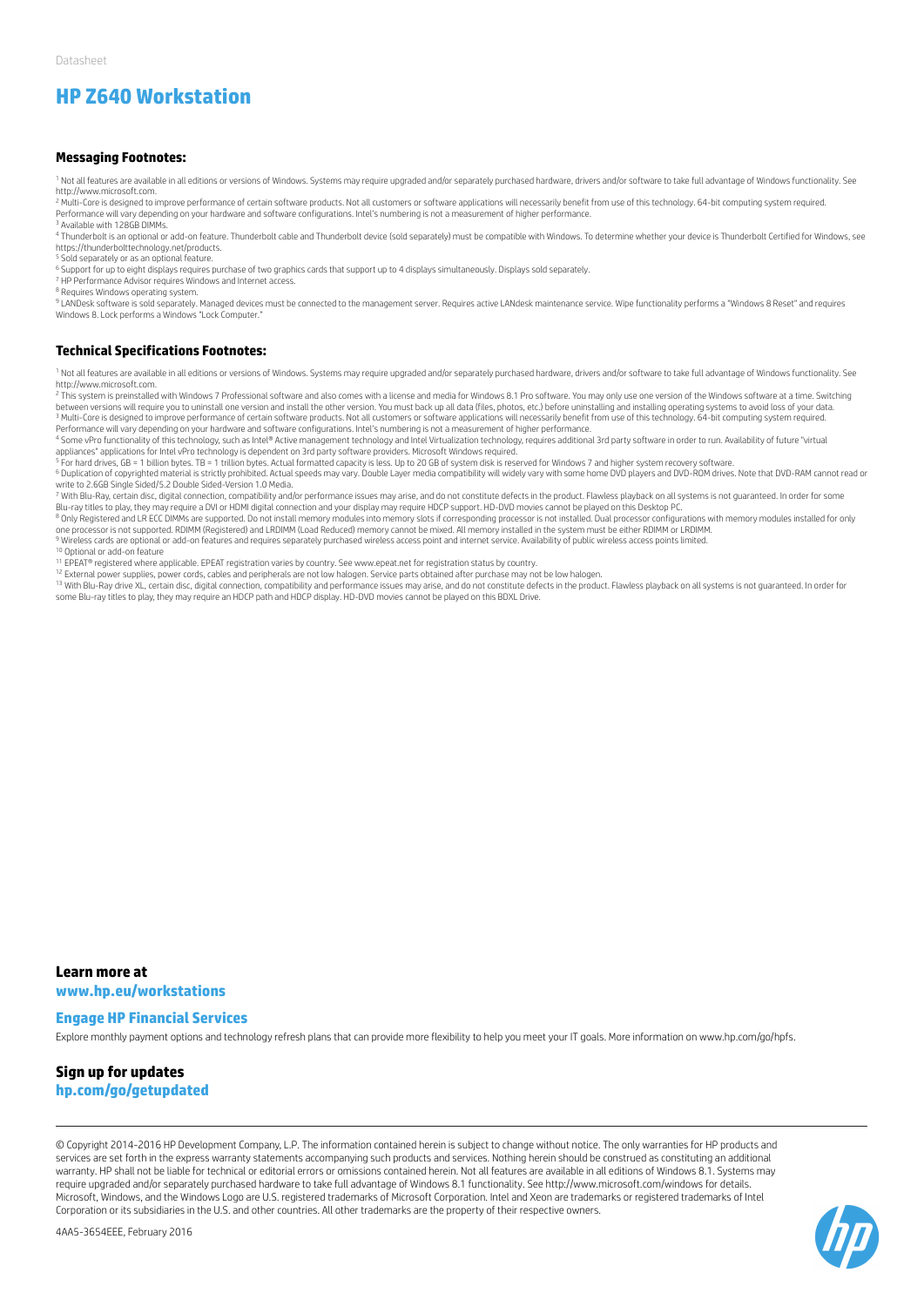Datasheet

# HP Z640 Workstation

### Messaging Footnotes:

[1] Not all features are available in all editions or versions of Windows. Systems may require upgraded and/or separately purchased hardware, drivers and/or software to take full advantage of Windows functionality. See http://www.microsoft.com.
[2] Multi-Core is designed to improve performance of certain software products. Not all customers or software applications will necessarily benefit from use of this technology. 64-bit computing system required. Performance will vary depending on your hardware and software configurations. Intel's numbering is not a measurement of higher performance.
[3] Available with 128GB DIMMs.
[4] Thunderbolt is an optional or add-on feature. Thunderbolt cable and Thunderbolt device (sold separately) must be compatible with Windows. To determine whether your device is Thunderbolt Certified for Windows, see https://thunderbolttechnology.net/products.
[5] Sold separately or as an optional feature.
[6] Support for up to eight displays requires purchase of two graphics cards that support up to 4 displays simultaneously. Displays sold separately.
[7] HP Performance Advisor requires Windows and Internet access.
[8] Requires Windows operating system.
[9] LANDesk software is sold separately. Managed devices must be connected to the management server. Requires active LANdesk maintenance service. Wipe functionality performs a "Windows 8 Reset" and requires Windows 8. Lock performs a Windows "Lock Computer."

### Technical Specifications Footnotes:

[1] Not all features are available in all editions or versions of Windows. Systems may require upgraded and/or separately purchased hardware, drivers and/or software to take full advantage of Windows functionality. See http://www.microsoft.com.
[2] This system is preinstalled with Windows 7 Professional software and also comes with a license and media for Windows 8.1 Pro software. You may only use one version of the Windows software at a time. Switching between versions will require you to uninstall one version and install the other version. You must back up all data (files, photos, etc.) before uninstalling and installing operating systems to avoid loss of your data.
[3] Multi-Core is designed to improve performance of certain software products. Not all customers or software applications will necessarily benefit from use of this technology. 64-bit computing system required. Performance will vary depending on your hardware and software configurations. Intel's numbering is not a measurement of higher performance.
[4] Some vPro functionality of this technology, such as Intel® Active management technology and Intel Virtualization technology, requires additional 3rd party software in order to run. Availability of future "virtual appliances" applications for Intel vPro technology is dependent on 3rd party software providers. Microsoft Windows required.
[5] For hard drives, GB = 1 billion bytes. TB = 1 trillion bytes. Actual formatted capacity is less. Up to 20 GB of system disk is reserved for Windows 7 and higher system recovery software.
[6] Duplication of copyrighted material is strictly prohibited. Actual speeds may vary. Double Layer media compatibility will widely vary with some home DVD players and DVD-ROM drives. Note that DVD-RAM cannot read or write to 2.6GB Single Sided/5.2 Double Sided-Version 1.0 Media.
[7] With Blu-Ray, certain disc, digital connection, compatibility and/or performance issues may arise, and do not constitute defects in the product. Flawless playback on all systems is not guaranteed. In order for some Blu-ray titles to play, they may require a DVI or HDMI digital connection and your display may require HDCP support. HD-DVD movies cannot be played on this Desktop PC.
[8] Only Registered and LR ECC DIMMs are supported. Do not install memory modules into memory slots if corresponding processor is not installed. Dual processor configurations with memory modules installed for only one processor is not supported. RDIMM (Registered) and LRDIMM (Load Reduced) memory cannot be mixed. All memory installed in the system must be either RDIMM or LRDIMM.
[9] Wireless cards are optional or add-on features and requires separately purchased wireless access point and internet service. Availability of public wireless access points limited.
[10] Optional or add-on feature
[11] EPEAT® registered where applicable. EPEAT registration varies by country. See www.epeat.net for registration status by country.
[12] External power supplies, power cords, cables and peripherals are not low halogen. Service parts obtained after purchase may not be low halogen.
[13] With Blu-Ray drive XL, certain disc, digital connection, compatibility and performance issues may arise, and do not constitute defects in the product. Flawless playback on all systems is not guaranteed. In order for some Blu-ray titles to play, they may require an HDCP path and HDCP display. HD-DVD movies cannot be played on this BDXL Drive.

**Learn more at**
**www.hp.eu/workstations**

**Engage HP Financial Services**

Explore monthly payment options and technology refresh plans that can provide more flexibility to help you meet your IT goals. More information on www.hp.com/go/hpfs.

**Sign up for updates**
**hp.com/go/getupdated**

© Copyright 2014-2016 HP Development Company, L.P. The information contained herein is subject to change without notice. The only warranties for HP products and services are set forth in the express warranty statements accompanying such products and services. Nothing herein should be construed as constituting an additional warranty. HP shall not be liable for technical or editorial errors or omissions contained herein. Not all features are available in all editions of Windows 8.1. Systems may require upgraded and/or separately purchased hardware to take full advantage of Windows 8.1 functionality. See http://www.microsoft.com/windows for details. Microsoft, Windows, and the Windows Logo are U.S. registered trademarks of Microsoft Corporation. Intel and Xeon are trademarks or registered trademarks of Intel Corporation or its subsidiaries in the U.S. and other countries. All other trademarks are the property of their respective owners.

4AA5-3654EEE, February 2016